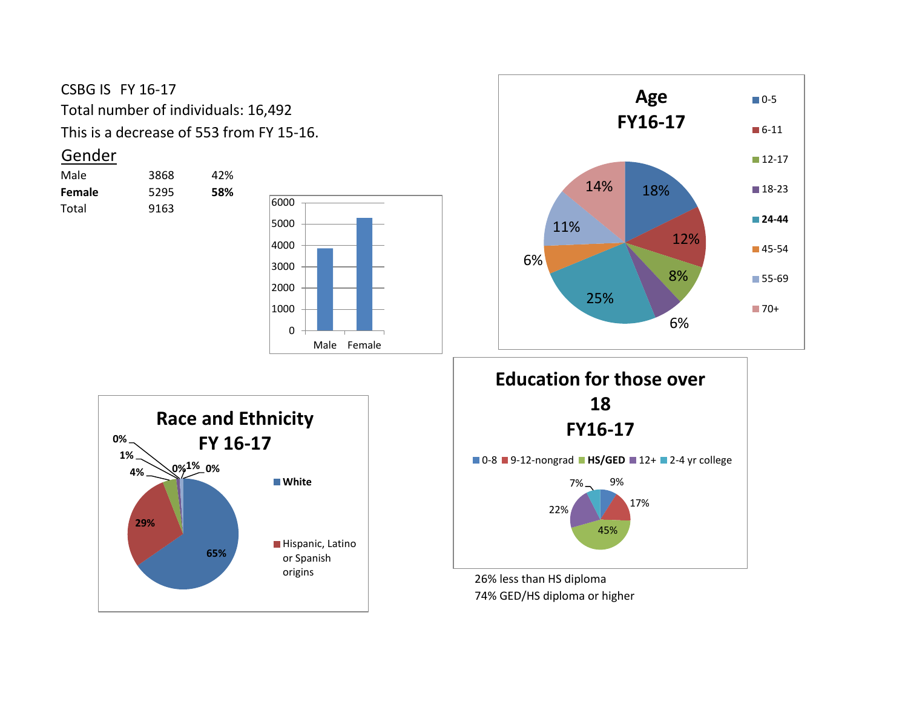CSBG IS FY 16-17

Total number of individuals: 16,492

This is a decrease of 553 from FY 15-16.

## Gender

| | | |
|---|---|---|
| Male | 3868 | 42% |
| **Female** | 5295 | **58%** |
| Total | 9163 | |

| | Male | Female |
|---|---|---|
| Count | 3868 | 5295 |

## Age FY16-17

| Age | Percent |
|---|---|
| 0-5 | 18% |
| 6-11 | 12% |
| 12-17 | 8% |
| 18-23 | 6% |
| **24-44** | 25% |
| 45-54 | 6% |
| 55-69 | 11% |
| 70+ | 14% |

## Race and Ethnicity FY 16-17

| Category | Percent |
|---|---|
| **White** | 65% |
| Hispanic, Latino or Spanish origins | 29% |
| | 4% |
| | 1% |
| | 0% |
| | 0% |
| | 1% |
| | 0% |

## Education for those over 18 FY16-17

| Education | Percent |
|---|---|
| 0-8 | 9% |
| 9-12-nongrad | 17% |
| **HS/GED** | 45% |
| 12+ | 22% |
| 2-4 yr college | 7% |

26% less than HS diploma

74% GED/HS diploma or higher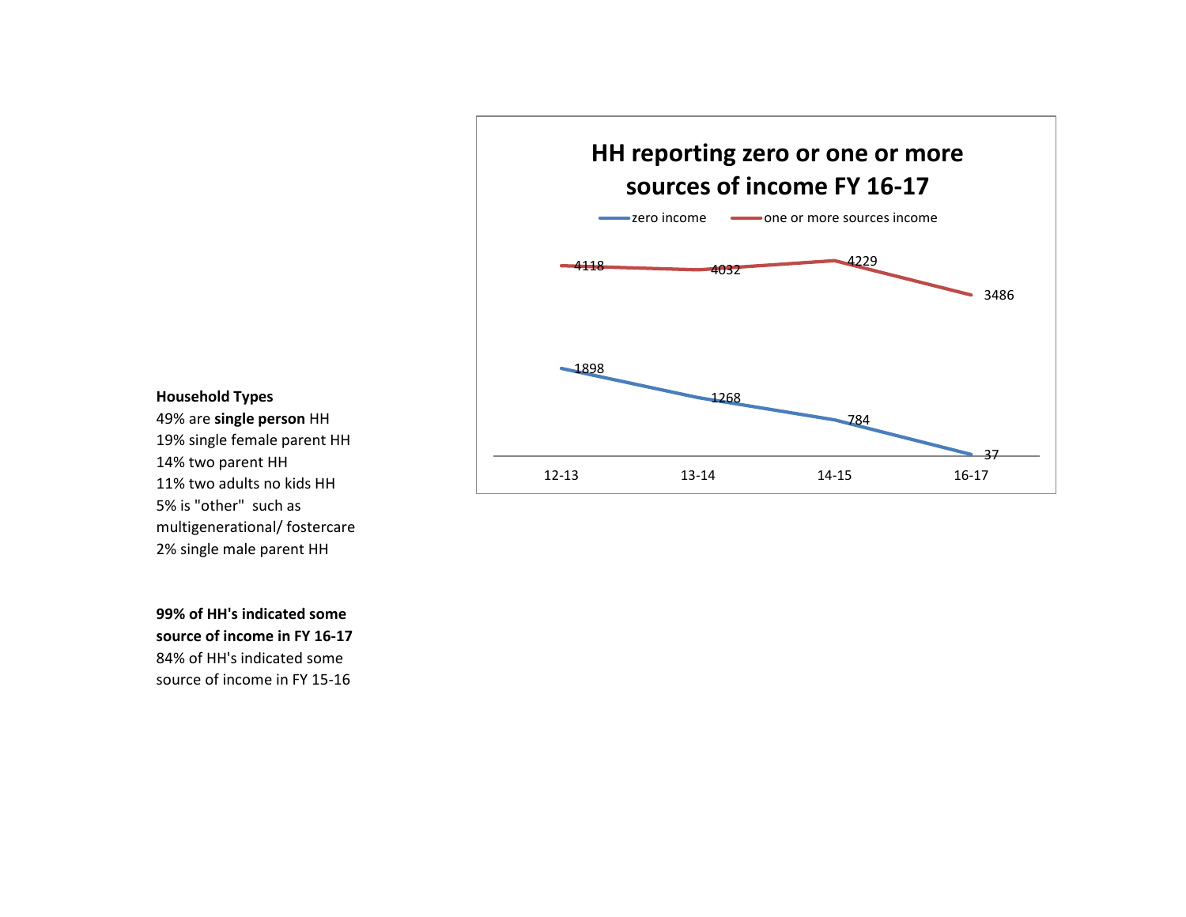## HH reporting zero or one or more sources of income FY 16-17

| | 12-13 | 13-14 | 14-15 | 16-17 |
|---|---|---|---|---|
| zero income | 1898 | 1268 | 784 | 37 |
| one or more sources income | 4118 | 4032 | 4229 | 3486 |

**Household Types**

49% are **single person** HH
19% single female parent HH
14% two parent HH
11% two adults no kids HH
5% is "other" such as multigenerational/ fostercare
2% single male parent HH

**99% of HH's indicated some source of income in FY 16-17**

84% of HH's indicated some source of income in FY 15-16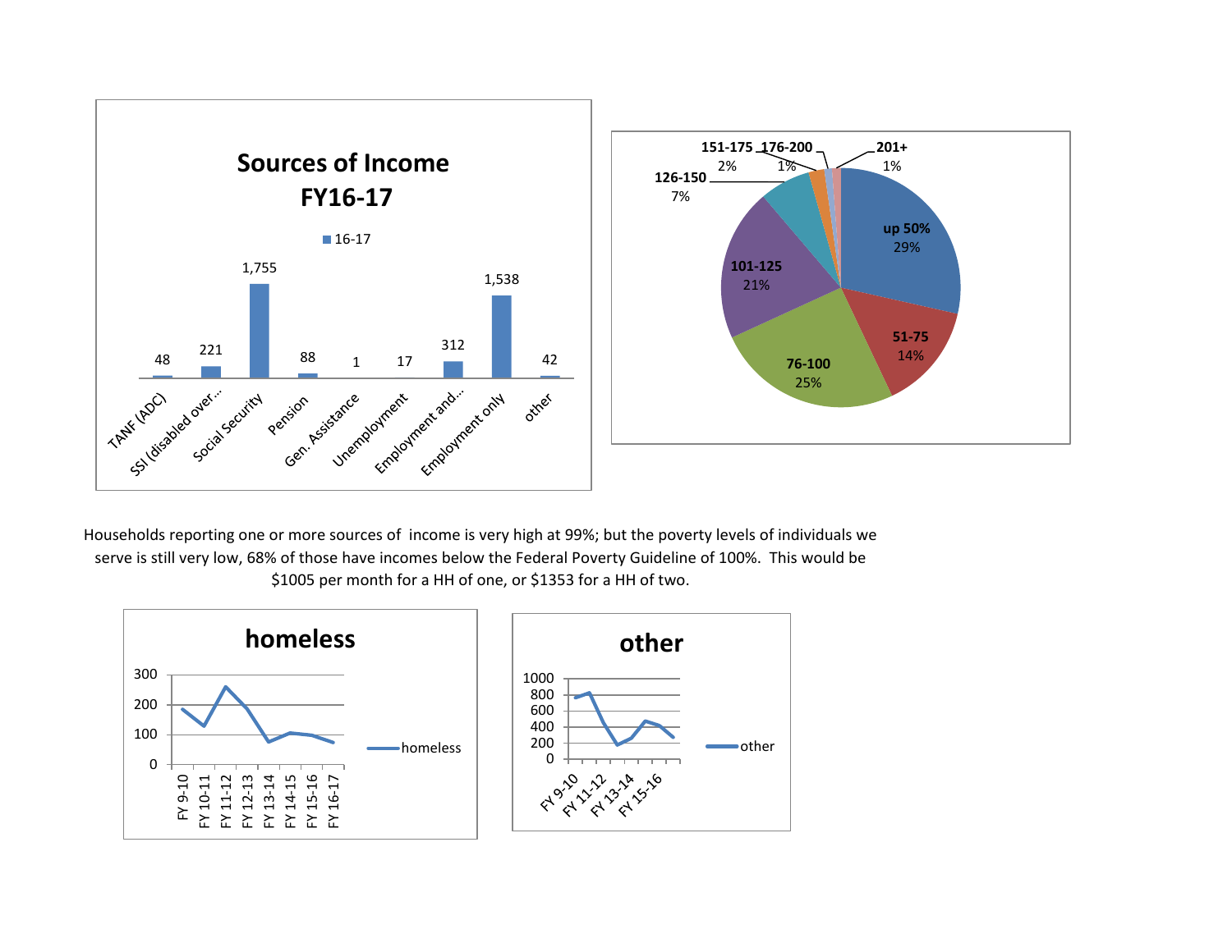## Sources of Income FY16-17

| Source | 16-17 |
|---|---|
| TANF (ADC) | 48 |
| SSI (disabled over... | 221 |
| Social Security | 1,755 |
| Pension | 88 |
| Gen. Assistance | 1 |
| Unemployment | 17 |
| Employment and... | 312 |
| Employment only | 1,538 |
| other | 42 |

| Poverty level | Percent |
|---|---|
| up 50% | 29% |
| 51-75 | 14% |
| 76-100 | 25% |
| 101-125 | 21% |
| 126-150 | 7% |
| 151-175 | 2% |
| 176-200 | 1% |
| 201+ | 1% |

Households reporting one or more sources of income is very high at 99%; but the poverty levels of individuals we serve is still very low, 68% of those have incomes below the Federal Poverty Guideline of 100%. This would be $1005 per month for a HH of one, or $1353 for a HH of two.

**homeless**

**other**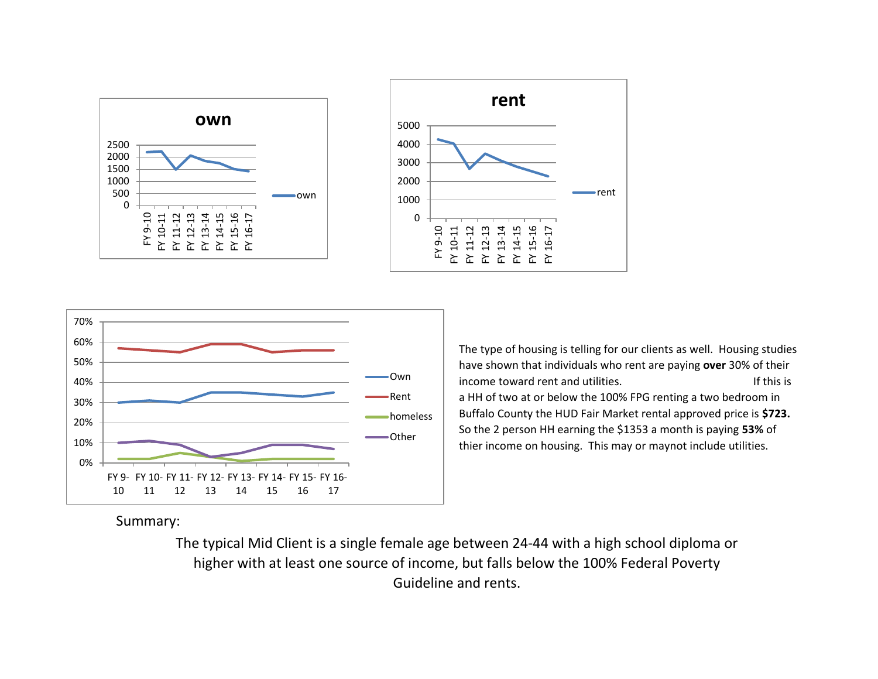own

2500
2000
1500
1000
500
0

FY 9-10
FY 10-11
FY 11-12
FY 12-13
FY 13-14
FY 14-15
FY 15-16
FY 16-17

own

rent

5000
4000
3000
2000
1000
0

FY 9-10
FY 10-11
FY 11-12
FY 12-13
FY 13-14
FY 14-15
FY 15-16
FY 16-17

rent

70%
60%
50%
40%
30%
20%
10%
0%

FY 9-10
FY 10-11
FY 11-12
FY 12-13
FY 13-14
FY 14-15
FY 15-16
FY 16-17

Own
Rent
homeless
Other

The type of housing is telling for our clients as well. Housing studies have shown that individuals who rent are paying **over** 30% of their income toward rent and utilities. If this is a HH of two at or below the 100% FPG renting a two bedroom in Buffalo County the HUD Fair Market rental approved price is **$723.** So the 2 person HH earning the $1353 a month is paying **53%** of thier income on housing. This may or maynot include utilities.

Summary:

The typical Mid Client is a single female age between 24-44 with a high school diploma or higher with at least one source of income, but falls below the 100% Federal Poverty Guideline and rents.